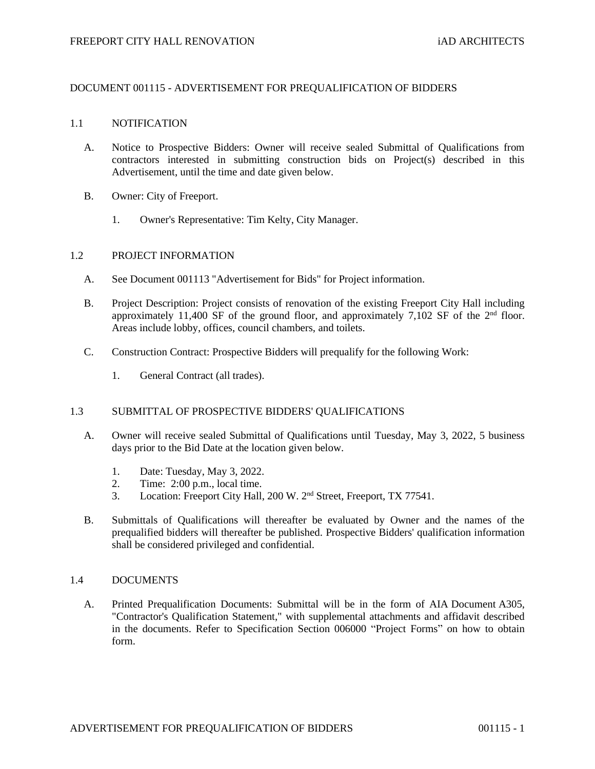# DOCUMENT 001115 - ADVERTISEMENT FOR PREQUALIFICATION OF BIDDERS

## 1.1 NOTIFICATION

A. Notice to Prospective Bidders: Owner will receive sealed Submittal of Qualifications from contractors interested in submitting construction bids on Project(s) described in this Advertisement, until the time and date given below.

B. Owner: City of Freeport.

1. Owner's Representative: Tim Kelty, City Manager.

## 1.2 PROJECT INFORMATION

A. See Document 001113 "Advertisement for Bids" for Project information.

B. Project Description: Project consists of renovation of the existing Freeport City Hall including approximately 11,400 SF of the ground floor, and approximately 7,102 SF of the 2nd floor. Areas include lobby, offices, council chambers, and toilets.

C. Construction Contract: Prospective Bidders will prequalify for the following Work:

1. General Contract (all trades).

## 1.3 SUBMITTAL OF PROSPECTIVE BIDDERS' QUALIFICATIONS

A. Owner will receive sealed Submittal of Qualifications until Tuesday, May 3, 2022, 5 business days prior to the Bid Date at the location given below.

1. Date: Tuesday, May 3, 2022.
2. Time: 2:00 p.m., local time.
3. Location: Freeport City Hall, 200 W. 2nd Street, Freeport, TX 77541.

B. Submittals of Qualifications will thereafter be evaluated by Owner and the names of the prequalified bidders will thereafter be published. Prospective Bidders' qualification information shall be considered privileged and confidential.

## 1.4 DOCUMENTS

A. Printed Prequalification Documents: Submittal will be in the form of AIA Document A305, "Contractor's Qualification Statement," with supplemental attachments and affidavit described in the documents. Refer to Specification Section 006000 "Project Forms" on how to obtain form.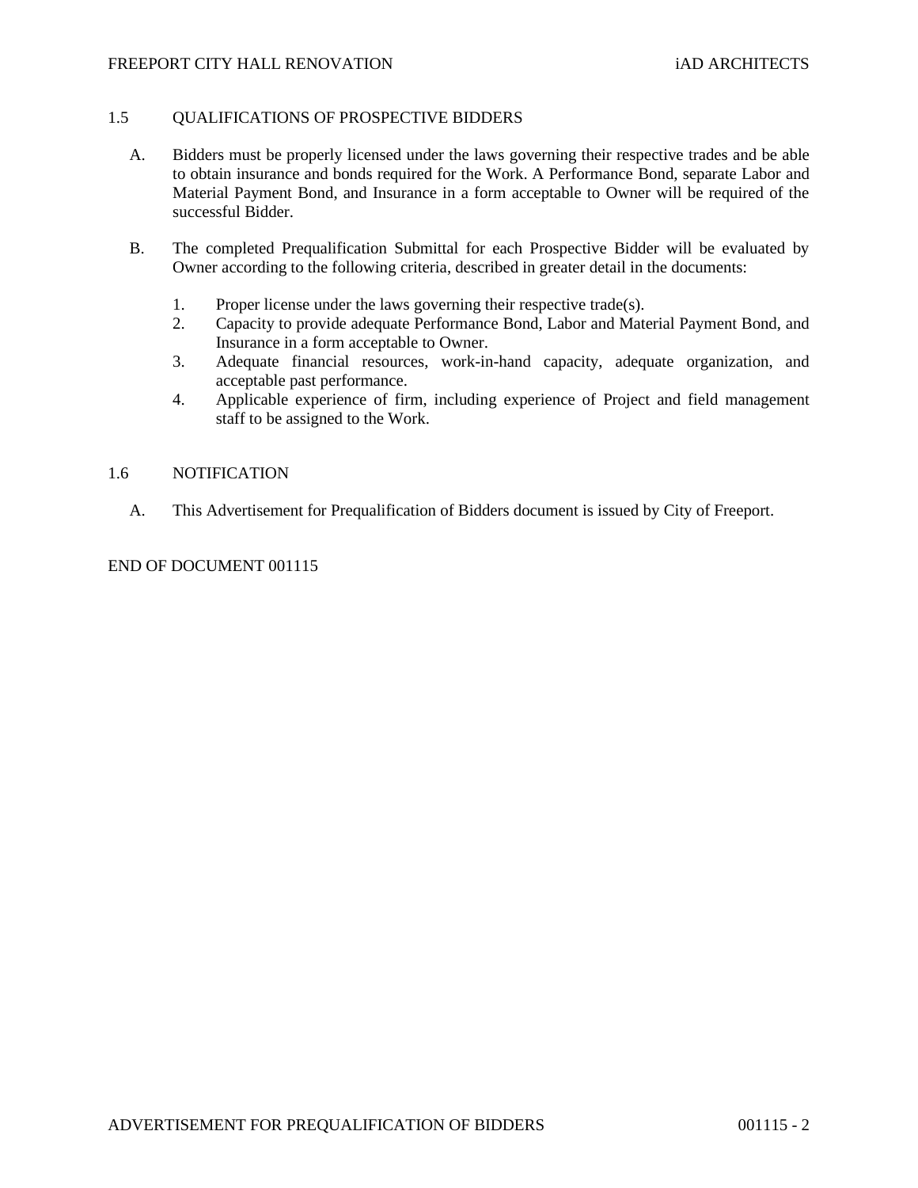## 1.5 QUALIFICATIONS OF PROSPECTIVE BIDDERS

A. Bidders must be properly licensed under the laws governing their respective trades and be able to obtain insurance and bonds required for the Work. A Performance Bond, separate Labor and Material Payment Bond, and Insurance in a form acceptable to Owner will be required of the successful Bidder.

B. The completed Prequalification Submittal for each Prospective Bidder will be evaluated by Owner according to the following criteria, described in greater detail in the documents:

1. Proper license under the laws governing their respective trade(s).
2. Capacity to provide adequate Performance Bond, Labor and Material Payment Bond, and Insurance in a form acceptable to Owner.
3. Adequate financial resources, work-in-hand capacity, adequate organization, and acceptable past performance.
4. Applicable experience of firm, including experience of Project and field management staff to be assigned to the Work.

## 1.6 NOTIFICATION

A. This Advertisement for Prequalification of Bidders document is issued by City of Freeport.

END OF DOCUMENT 001115